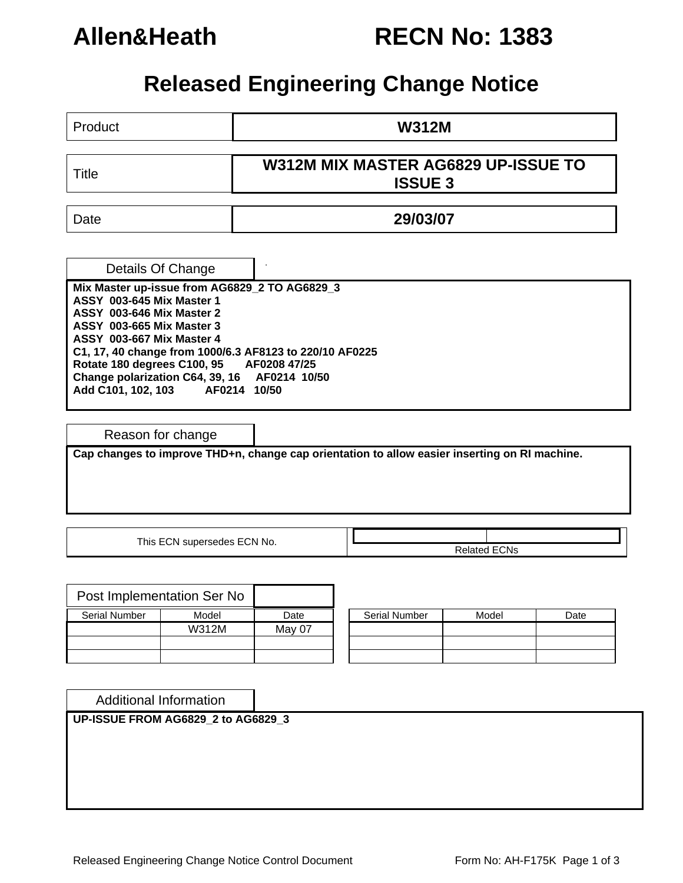**Allen&Heath** **RECN No: 1383**

# Released Engineering Change Notice

| Product | W312M |
|---|---|
| Title | W312M MIX MASTER AG6829 UP-ISSUE TO ISSUE 3 |
| Date | 29/03/07 |

## Details Of Change

**Mix Master up-issue from AG6829_2 TO AG6829_3**
**ASSY 003-645 Mix Master 1**
**ASSY 003-646 Mix Master 2**
**ASSY 003-665 Mix Master 3**
**ASSY 003-667 Mix Master 4**
**C1, 17, 40 change from 1000/6.3 AF8123 to 220/10 AF0225**
**Rotate 180 degrees C100, 95 AF0208 47/25**
**Change polarization C64, 39, 16 AF0214 10/50**
**Add C101, 102, 103 AF0214 10/50**

## Reason for change

**Cap changes to improve THD+n, change cap orientation to allow easier inserting on RI machine.**

| This ECN supersedes ECN No. | | Related ECNs |
|---|---|---|

## Post Implementation Ser No

| Serial Number | Model | Date | | Serial Number | Model | Date |
|---|---|---|---|---|---|---|
| | W312M | May 07 | | | | |
| | | | | | | |
| | | | | | | |

## Additional Information

**UP-ISSUE FROM AG6829_2 to AG6829_3**

Released Engineering Change Notice Control Document — Form No: AH-F175K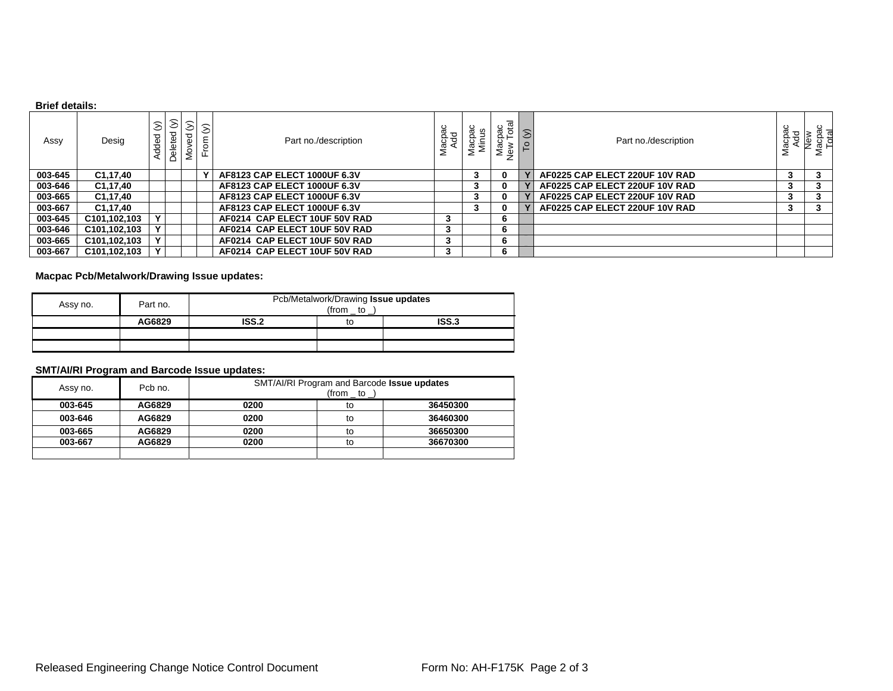**Brief details:**

| Assy | Desig | Added (y) | Deleted (y) | Moved (y) | From (y) | Part no./description | Macpac Add | Macpac Minus | Macpac New Total | To (y) | Part no./description | Macpac Add | New Macpac Total |
|---|---|---|---|---|---|---|---|---|---|---|---|---|---|
| **003-645** | **C1,17,40** | | | | **Y** | **AF8123 CAP ELECT 1000UF 6.3V** | | **3** | **0** | **Y** | **AF0225 CAP ELECT 220UF 10V RAD** | **3** | **3** |
| **003-646** | **C1,17,40** | | | | | **AF8123 CAP ELECT 1000UF 6.3V** | | **3** | **0** | **Y** | **AF0225 CAP ELECT 220UF 10V RAD** | **3** | **3** |
| **003-665** | **C1,17,40** | | | | | **AF8123 CAP ELECT 1000UF 6.3V** | | **3** | **0** | **Y** | **AF0225 CAP ELECT 220UF 10V RAD** | **3** | **3** |
| **003-667** | **C1,17,40** | | | | | **AF8123 CAP ELECT 1000UF 6.3V** | | **3** | **0** | **Y** | **AF0225 CAP ELECT 220UF 10V RAD** | **3** | **3** |
| **003-645** | **C101,102,103** | **Y** | | | | **AF0214 CAP ELECT 10UF 50V RAD** | **3** | | **6** | | | | |
| **003-646** | **C101,102,103** | **Y** | | | | **AF0214 CAP ELECT 10UF 50V RAD** | **3** | | **6** | | | | |
| **003-665** | **C101,102,103** | **Y** | | | | **AF0214 CAP ELECT 10UF 50V RAD** | **3** | | **6** | | | | |
| **003-667** | **C101,102,103** | **Y** | | | | **AF0214 CAP ELECT 10UF 50V RAD** | **3** | | **6** | | | | |

**Macpac Pcb/Metalwork/Drawing Issue updates:**

| Assy no. | Part no. | Pcb/Metalwork/Drawing **Issue updates** (from _ to _) | | |
|---|---|---|---|---|
| | **AG6829** | **ISS.2** | to | **ISS.3** |
| | | | | |
| | | | | |

**SMT/AI/RI Program and Barcode Issue updates:**

| Assy no. | Pcb no. | SMT/AI/RI Program and Barcode **Issue updates** (from _ to _) | | |
|---|---|---|---|---|
| **003-645** | **AG6829** | **0200** | to | **36450300** |
| **003-646** | **AG6829** | **0200** | to | **36460300** |
| **003-665** | **AG6829** | **0200** | to | **36650300** |
| **003-667** | **AG6829** | **0200** | to | **36670300** |
| | | | | |

Released Engineering Change Notice Control Document Form No: AH-F175K